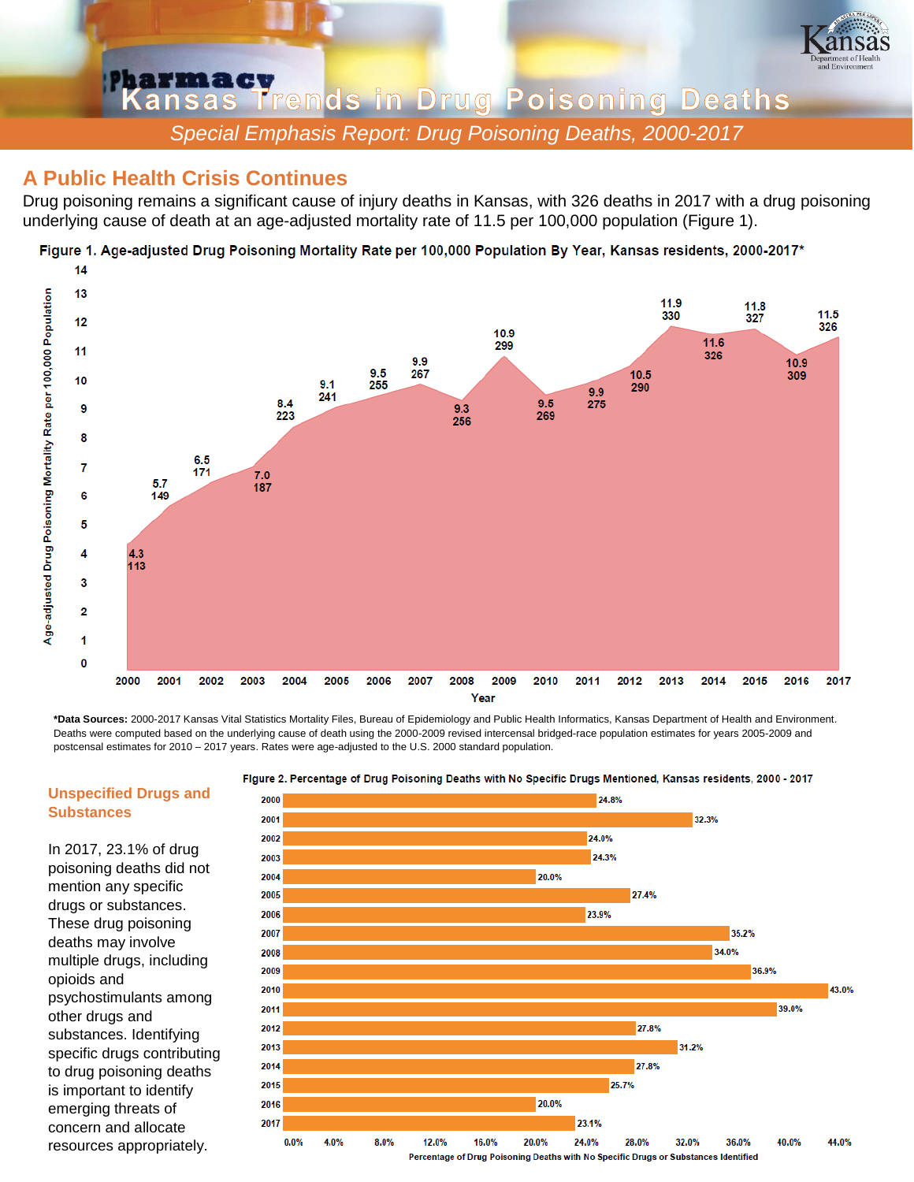# Kansas Trends in Drug Poisoning Deaths

*Special Emphasis Report: Drug Poisoning Deaths, 2000-2017*

## A Public Health Crisis Continues

Drug poisoning remains a significant cause of injury deaths in Kansas, with 326 deaths in 2017 with a drug poisoning underlying cause of death at an age-adjusted mortality rate of 11.5 per 100,000 population (Figure 1).

**Figure 1. Age-adjusted Drug Poisoning Mortality Rate per 100,000 Population By Year, Kansas residents, 2000-2017***

| Year | Age-adjusted Rate per 100,000 | Deaths |
|---|---|---|
| 2000 | 4.3 | 113 |
| 2001 | 5.7 | 149 |
| 2002 | 6.5 | 171 |
| 2003 | 7.0 | 187 |
| 2004 | 8.4 | 223 |
| 2005 | 9.1 | 241 |
| 2006 | 9.5 | 255 |
| 2007 | 9.9 | 267 |
| 2008 | 9.3 | 256 |
| 2009 | 10.9 | 299 |
| 2010 | 9.5 | 269 |
| 2011 | 9.9 | 275 |
| 2012 | 10.5 | 290 |
| 2013 | 11.9 | 330 |
| 2014 | 11.6 | 326 |
| 2015 | 11.8 | 327 |
| 2016 | 10.9 | 309 |
| 2017 | 11.5 | 326 |

**\*Data Sources:** 2000-2017 Kansas Vital Statistics Mortality Files, Bureau of Epidemiology and Public Health Informatics, Kansas Department of Health and Environment. Deaths were computed based on the underlying cause of death using the 2000-2009 revised intercensal bridged-race population estimates for years 2005-2009 and postcensal estimates for 2010 – 2017 years. Rates were age-adjusted to the U.S. 2000 standard population.

### Unspecified Drugs and Substances

In 2017, 23.1% of drug poisoning deaths did not mention any specific drugs or substances. These drug poisoning deaths may involve multiple drugs, including opioids and psychostimulants among other drugs and substances. Identifying specific drugs contributing to drug poisoning deaths is important to identify emerging threats of concern and allocate resources appropriately.

**Figure 2. Percentage of Drug Poisoning Deaths with No Specific Drugs Mentioned, Kansas residents, 2000 - 2017**

| Year | Percentage of Drug Poisoning Deaths with No Specific Drugs or Substances Identified |
|---|---|
| 2000 | 24.8% |
| 2001 | 32.3% |
| 2002 | 24.0% |
| 2003 | 24.3% |
| 2004 | 20.0% |
| 2005 | 27.4% |
| 2006 | 23.9% |
| 2007 | 35.2% |
| 2008 | 34.0% |
| 2009 | 36.9% |
| 2010 | 43.0% |
| 2011 | 39.0% |
| 2012 | 27.8% |
| 2013 | 31.2% |
| 2014 | 27.8% |
| 2015 | 25.7% |
| 2016 | 20.0% |
| 2017 | 23.1% |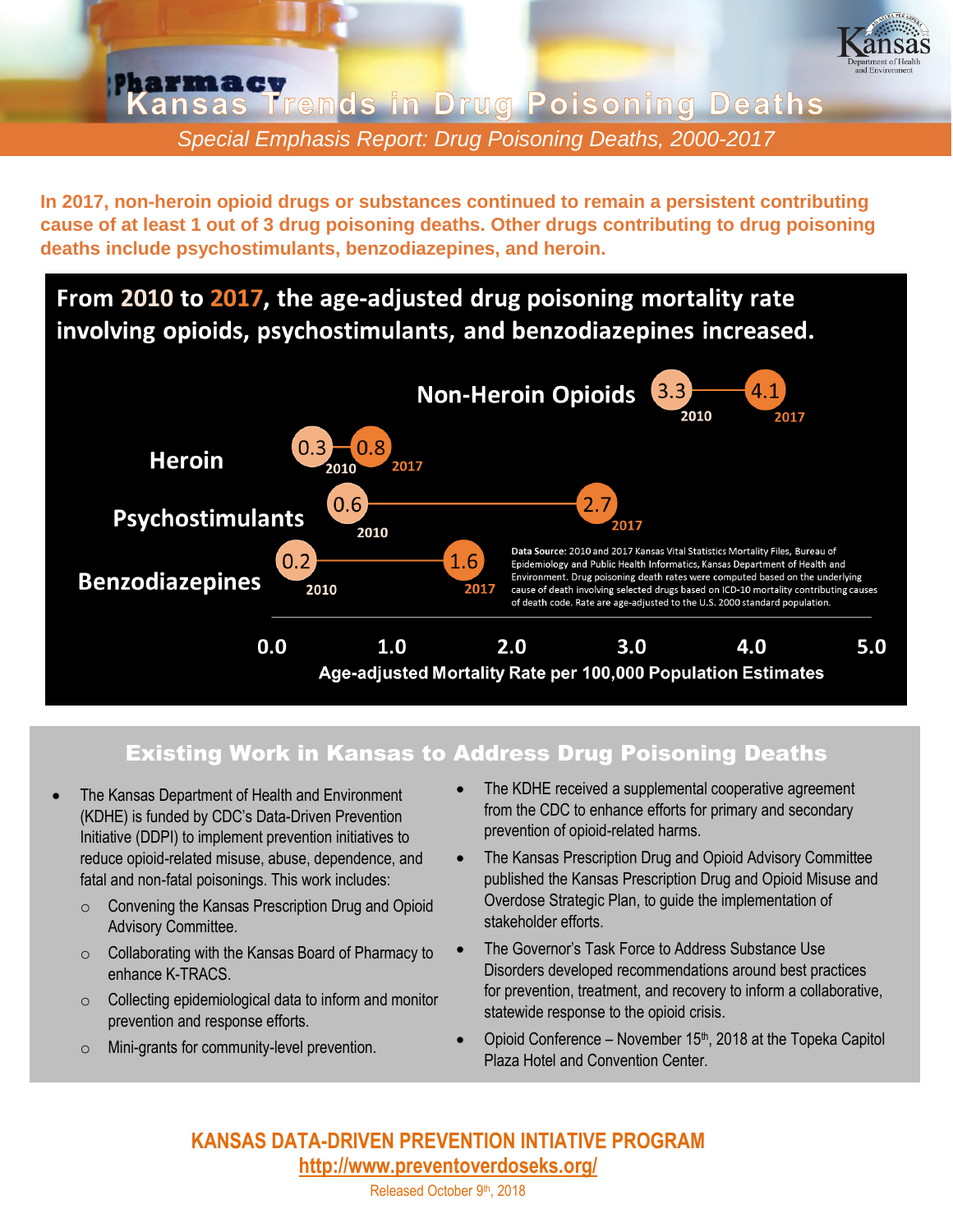# Kansas Trends in Drug Poisoning Deaths

*Special Emphasis Report: Drug Poisoning Deaths, 2000-2017*

**In 2017, non-heroin opioid drugs or substances continued to remain a persistent contributing cause of at least 1 out of 3 drug poisoning deaths. Other drugs contributing to drug poisoning deaths include psychostimulants, benzodiazepines, and heroin.**

## From 2010 to 2017, the age-adjusted drug poisoning mortality rate involving opioids, psychostimulants, and benzodiazepines increased.

Non-Heroin Opioids 3.3 2010 4.1 2017

Heroin 0.3 2010 0.8 2017

Psychostimulants 0.6 2010 2.7 2017

Benzodiazepines 0.2 2010 1.6 2017

0.0 1.0 2.0 3.0 4.0 5.0

Age-adjusted Mortality Rate per 100,000 Population Estimates

**Data Source:** 2010 and 2017 Kansas Vital Statistics Mortality Files, Bureau of Epidemiology and Public Health Informatics, Kansas Department of Health and Environment. Drug poisoning death rates were computed based on the underlying cause of death involving selected drugs based on ICD-10 mortality contributing causes of death code. Rate are age-adjusted to the U.S. 2000 standard population.

## Existing Work in Kansas to Address Drug Poisoning Deaths

- The Kansas Department of Health and Environment (KDHE) is funded by CDC's Data-Driven Prevention Initiative (DDPI) to implement prevention initiatives to reduce opioid-related misuse, abuse, dependence, and fatal and non-fatal poisonings. This work includes:
  - Convening the Kansas Prescription Drug and Opioid Advisory Committee.
  - Collaborating with the Kansas Board of Pharmacy to enhance K-TRACS.
  - Collecting epidemiological data to inform and monitor prevention and response efforts.
  - Mini-grants for community-level prevention.
- The KDHE received a supplemental cooperative agreement from the CDC to enhance efforts for primary and secondary prevention of opioid-related harms.
- The Kansas Prescription Drug and Opioid Advisory Committee published the Kansas Prescription Drug and Opioid Misuse and Overdose Strategic Plan, to guide the implementation of stakeholder efforts.
- The Governor's Task Force to Address Substance Use Disorders developed recommendations around best practices for prevention, treatment, and recovery to inform a collaborative, statewide response to the opioid crisis.
- Opioid Conference – November 15th, 2018 at the Topeka Capitol Plaza Hotel and Convention Center.

**KANSAS DATA-DRIVEN PREVENTION INTIATIVE PROGRAM**

http://www.preventoverdoseks.org/

Released October 9th, 2018